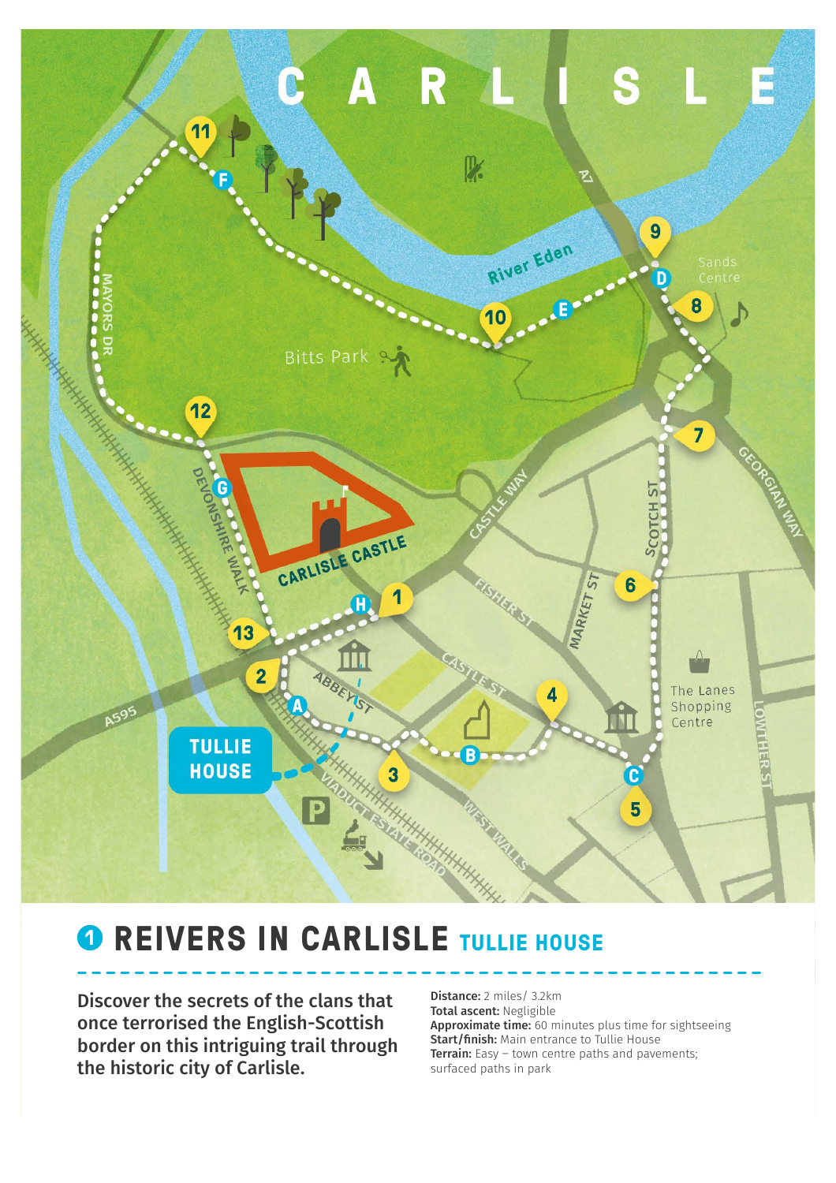# ❶ REIVERS IN CARLISLE TULLIE HOUSE

**Discover the secrets of the clans that once terrorised the English-Scottish border on this intriguing trail through the historic city of Carlisle.**

**Distance:** 2 miles/ 3.2km
**Total ascent:** Negligible
**Approximate time:** 60 minutes plus time for sightseeing
**Start/finish:** Main entrance to Tullie House
**Terrain:** Easy – town centre paths and pavements; surfaced paths in park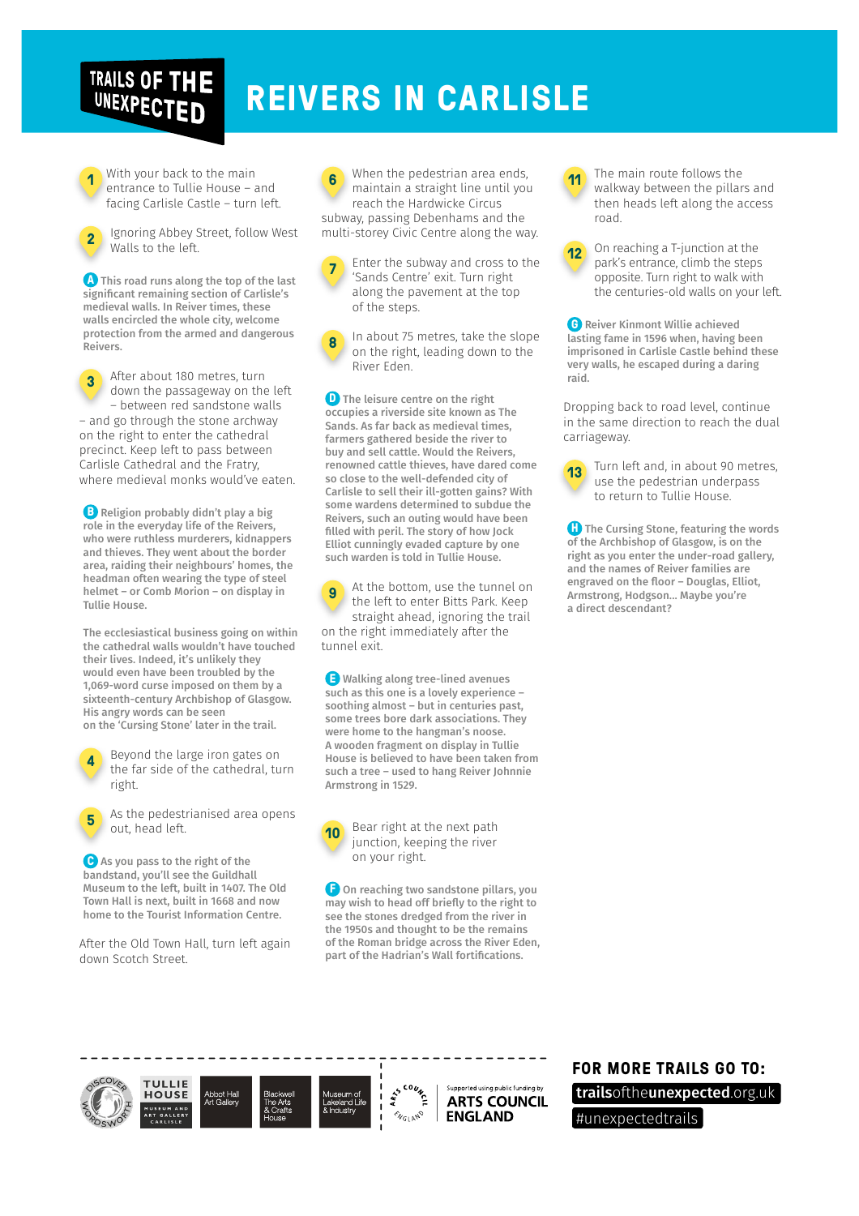TRAILS OF THE UNEXPECTED

# REIVERS IN CARLISLE

**1** With your back to the main entrance to Tullie House – and facing Carlisle Castle – turn left.

**2** Ignoring Abbey Street, follow West Walls to the left.

**A** This road runs along the top of the last significant remaining section of Carlisle's medieval walls. In Reiver times, these walls encircled the whole city, welcome protection from the armed and dangerous Reivers.

**3** After about 180 metres, turn down the passageway on the left – between red sandstone walls – and go through the stone archway on the right to enter the cathedral precinct. Keep left to pass between Carlisle Cathedral and the Fratry, where medieval monks would've eaten.

**B** Religion probably didn't play a big role in the everyday life of the Reivers, who were ruthless murderers, kidnappers and thieves. They went about the border area, raiding their neighbours' homes, the headman often wearing the type of steel helmet – or Comb Morion – on display in Tullie House.

The ecclesiastical business going on within the cathedral walls wouldn't have touched their lives. Indeed, it's unlikely they would even have been troubled by the 1,069-word curse imposed on them by a sixteenth-century Archbishop of Glasgow. His angry words can be seen on the 'Cursing Stone' later in the trail.

**4** Beyond the large iron gates on the far side of the cathedral, turn right.

**5** As the pedestrianised area opens out, head left.

**C** As you pass to the right of the bandstand, you'll see the Guildhall Museum to the left, built in 1407. The Old Town Hall is next, built in 1668 and now home to the Tourist Information Centre.

After the Old Town Hall, turn left again down Scotch Street.

**6** When the pedestrian area ends, maintain a straight line until you reach the Hardwicke Circus subway, passing Debenhams and the multi-storey Civic Centre along the way.

**7** Enter the subway and cross to the 'Sands Centre' exit. Turn right along the pavement at the top of the steps.

**8** In about 75 metres, take the slope on the right, leading down to the River Eden.

**D** The leisure centre on the right occupies a riverside site known as The Sands. As far back as medieval times, farmers gathered beside the river to buy and sell cattle. Would the Reivers, renowned cattle thieves, have dared come so close to the well-defended city of Carlisle to sell their ill-gotten gains? With some wardens determined to subdue the Reivers, such an outing would have been filled with peril. The story of how Jock Elliot cunningly evaded capture by one such warden is told in Tullie House.

**9** At the bottom, use the tunnel on the left to enter Bitts Park. Keep straight ahead, ignoring the trail on the right immediately after the tunnel exit.

**E** Walking along tree-lined avenues such as this one is a lovely experience – soothing almost – but in centuries past, some trees bore dark associations. They were home to the hangman's noose. A wooden fragment on display in Tullie House is believed to have been taken from such a tree – used to hang Reiver Johnnie Armstrong in 1529.

**10** Bear right at the next path junction, keeping the river on your right.

**F** On reaching two sandstone pillars, you may wish to head off briefly to the right to see the stones dredged from the river in the 1950s and thought to be the remains of the Roman bridge across the River Eden, part of the Hadrian's Wall fortifications.

**11** The main route follows the walkway between the pillars and then heads left along the access road.

**12** On reaching a T-junction at the park's entrance, climb the steps opposite. Turn right to walk with the centuries-old walls on your left.

**G** Reiver Kinmont Willie achieved lasting fame in 1596 when, having been imprisoned in Carlisle Castle behind these very walls, he escaped during a daring raid.

Dropping back to road level, continue in the same direction to reach the dual carriageway.

**13** Turn left and, in about 90 metres, use the pedestrian underpass to return to Tullie House.

**H** The Cursing Stone, featuring the words of the Archbishop of Glasgow, is on the right as you enter the under-road gallery, and the names of Reiver families are engraved on the floor – Douglas, Elliot, Armstrong, Hodgson... Maybe you're a direct descendant?

Discover Wordsworth | Tullie House Museum and Art Gallery Carlisle | Abbot Hall Art Gallery | Blackwell The Arts & Crafts House | Museum of Lakeland Life & Industry

Supported using public funding by ARTS COUNCIL ENGLAND

**FOR MORE TRAILS GO TO:**

trailsoftheunexpected.org.uk

#unexpectedtrails